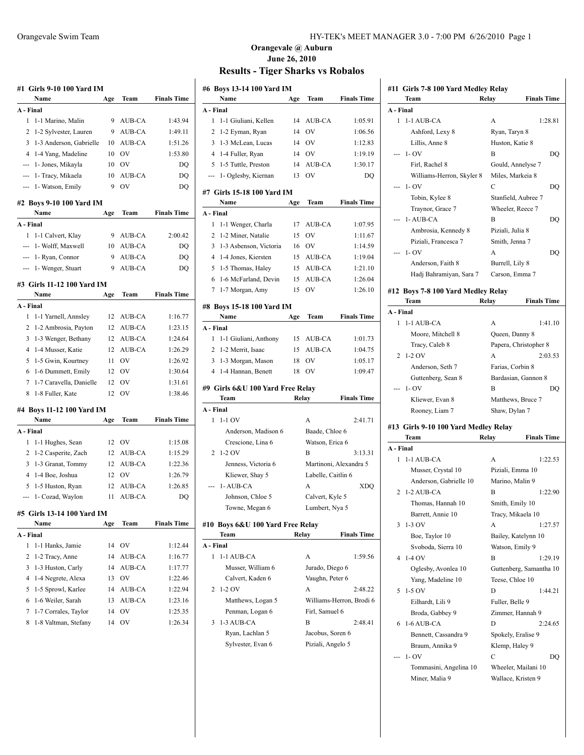**Orangevale @ Auburn**
**June 26, 2010**

# Results - Tiger Sharks vs Robalos

### #1 Girls 9-10 100 Yard IM

| | Name | Age | Team | Finals Time |
|---|---|---|---|---|
| **A - Final** | | | | |
| 1 | 1-1 Marino, Malin | 9 | AUB-CA | 1:43.94 |
| 2 | 1-2 Sylvester, Lauren | 9 | AUB-CA | 1:49.11 |
| 3 | 1-3 Anderson, Gabrielle | 10 | AUB-CA | 1:51.26 |
| 4 | 1-4 Yang, Madeline | 10 | OV | 1:53.80 |
| --- | 1- Jones, Mikayla | 10 | OV | DQ |
| --- | 1- Tracy, Mikaela | 10 | AUB-CA | DQ |
| --- | 1- Watson, Emily | 9 | OV | DQ |

### #2 Boys 9-10 100 Yard IM

| | Name | Age | Team | Finals Time |
|---|---|---|---|---|
| **A - Final** | | | | |
| 1 | 1-1 Calvert, Klay | 9 | AUB-CA | 2:00.42 |
| --- | 1- Wolff, Maxwell | 10 | AUB-CA | DQ |
| --- | 1- Ryan, Connor | 9 | AUB-CA | DQ |
| --- | 1- Wenger, Stuart | 9 | AUB-CA | DQ |

### #3 Girls 11-12 100 Yard IM

| | Name | Age | Team | Finals Time |
|---|---|---|---|---|
| **A - Final** | | | | |
| 1 | 1-1 Yarnell, Annsley | 12 | AUB-CA | 1:16.77 |
| 2 | 1-2 Ambrosia, Payton | 12 | AUB-CA | 1:23.15 |
| 3 | 1-3 Wenger, Bethany | 12 | AUB-CA | 1:24.64 |
| 4 | 1-4 Musser, Katie | 12 | AUB-CA | 1:26.29 |
| 5 | 1-5 Gwin, Kourtney | 11 | OV | 1:26.92 |
| 6 | 1-6 Dummett, Emily | 12 | OV | 1:30.64 |
| 7 | 1-7 Caravella, Danielle | 12 | OV | 1:31.61 |
| 8 | 1-8 Fuller, Kate | 12 | OV | 1:38.46 |

### #4 Boys 11-12 100 Yard IM

| | Name | Age | Team | Finals Time |
|---|---|---|---|---|
| **A - Final** | | | | |
| 1 | 1-1 Hughes, Sean | 12 | OV | 1:15.08 |
| 2 | 1-2 Casperite, Zach | 12 | AUB-CA | 1:15.29 |
| 3 | 1-3 Granat, Tommy | 12 | AUB-CA | 1:22.36 |
| 4 | 1-4 Boe, Joshua | 12 | OV | 1:26.79 |
| 5 | 1-5 Huston, Ryan | 12 | AUB-CA | 1:26.85 |
| --- | 1- Cozad, Waylon | 11 | AUB-CA | DQ |

### #5 Girls 13-14 100 Yard IM

| | Name | Age | Team | Finals Time |
|---|---|---|---|---|
| **A - Final** | | | | |
| 1 | 1-1 Hanks, Jamie | 14 | OV | 1:12.44 |
| 2 | 1-2 Tracy, Anne | 14 | AUB-CA | 1:16.77 |
| 3 | 1-3 Huston, Carly | 14 | AUB-CA | 1:17.77 |
| 4 | 1-4 Negrete, Alexa | 13 | OV | 1:22.46 |
| 5 | 1-5 Sprowl, Karlee | 14 | AUB-CA | 1:22.94 |
| 6 | 1-6 Weiler, Sarah | 13 | AUB-CA | 1:23.16 |
| 7 | 1-7 Corrales, Taylor | 14 | OV | 1:25.35 |
| 8 | 1-8 Valtman, Stefany | 14 | OV | 1:26.34 |

### #6 Boys 13-14 100 Yard IM

| | Name | Age | Team | Finals Time |
|---|---|---|---|---|
| **A - Final** | | | | |
| 1 | 1-1 Giuliani, Kellen | 14 | AUB-CA | 1:05.91 |
| 2 | 1-2 Eyman, Ryan | 14 | OV | 1:06.56 |
| 3 | 1-3 McLean, Lucas | 14 | OV | 1:12.83 |
| 4 | 1-4 Fuller, Ryan | 14 | OV | 1:19.19 |
| 5 | 1-5 Tuttle, Preston | 14 | AUB-CA | 1:30.17 |
| --- | 1- Oglesby, Kiernan | 13 | OV | DQ |

### #7 Girls 15-18 100 Yard IM

| | Name | Age | Team | Finals Time |
|---|---|---|---|---|
| **A - Final** | | | | |
| 1 | 1-1 Wenger, Charla | 17 | AUB-CA | 1:07.95 |
| 2 | 1-2 Miner, Natalie | 15 | OV | 1:11.67 |
| 3 | 1-3 Asbenson, Victoria | 16 | OV | 1:14.59 |
| 4 | 1-4 Jones, Kiersten | 15 | AUB-CA | 1:19.04 |
| 5 | 1-5 Thomas, Haley | 15 | AUB-CA | 1:21.10 |
| 6 | 1-6 McFarland, Devin | 15 | AUB-CA | 1:26.04 |
| 7 | 1-7 Morgan, Amy | 15 | OV | 1:26.10 |

### #8 Boys 15-18 100 Yard IM

| | Name | Age | Team | Finals Time |
|---|---|---|---|---|
| **A - Final** | | | | |
| 1 | 1-1 Giuliani, Anthony | 15 | AUB-CA | 1:01.73 |
| 2 | 1-2 Merrit, Isaac | 15 | AUB-CA | 1:04.75 |
| 3 | 1-3 Morgan, Mason | 18 | OV | 1:05.17 |
| 4 | 1-4 Hannan, Benett | 18 | OV | 1:09.47 |

### #9 Girls 6&U 100 Yard Free Relay

| | Team | Relay | Finals Time |
|---|---|---|---|
| **A - Final** | | | |
| 1 | 1-1 OV | A | 2:41.71 |
| | Anderson, Madison 6 | Baade, Chloe 6 | |
| | Crescione, Lina 6 | Watson, Erica 6 | |
| 2 | 1-2 OV | B | 3:13.31 |
| | Jenness, Victoria 6 | Martinoni, Alexandra 5 | |
| | Kliewer, Shay 5 | Labelle, Caitlin 6 | |
| --- | 1- AUB-CA | A | XDQ |
| | Johnson, Chloe 5 | Calvert, Kyle 5 | |
| | Towne, Megan 6 | Lumbert, Nya 5 | |

### #10 Boys 6&U 100 Yard Free Relay

| | Team | Relay | Finals Time |
|---|---|---|---|
| **A - Final** | | | |
| 1 | 1-1 AUB-CA | A | 1:59.56 |
| | Musser, William 6 | Jurado, Diego 6 | |
| | Calvert, Kaden 6 | Vaughn, Peter 6 | |
| 2 | 1-2 OV | A | 2:48.22 |
| | Matthews, Logan 5 | Williams-Herron, Brodi 6 | |
| | Penman, Logan 6 | Firl, Samuel 6 | |
| 3 | 1-3 AUB-CA | B | 2:48.41 |
| | Ryan, Lachlan 5 | Jacobus, Soren 6 | |
| | Sylvester, Evan 6 | Piziali, Angelo 5 | |

### #11 Girls 7-8 100 Yard Medley Relay

| | Team | Relay | Finals Time |
|---|---|---|---|
| **A - Final** | | | |
| 1 | 1-1 AUB-CA | A | 1:28.81 |
| | Ashford, Lexy 8 | Ryan, Taryn 8 | |
| | Lillis, Anne 8 | Huston, Katie 8 | |
| --- | 1- OV | B | DQ |
| | Firl, Rachel 8 | Gould, Annelyse 7 | |
| | Williams-Herron, Skyler 8 | Miles, Markeia 8 | |
| --- | 1- OV | C | DQ |
| | Tobin, Kylee 8 | Stanfield, Aubree 7 | |
| | Traynor, Grace 7 | Wheeler, Reece 7 | |
| --- | 1- AUB-CA | B | DQ |
| | Ambrosia, Kennedy 8 | Piziali, Julia 8 | |
| | Piziali, Francesca 7 | Smith, Jenna 7 | |
| --- | 1- OV | A | DQ |
| | Anderson, Faith 8 | Burrell, Lily 8 | |
| | Hadj Bahramiyan, Sara 7 | Carson, Emma 7 | |

### #12 Boys 7-8 100 Yard Medley Relay

| | Team | Relay | Finals Time |
|---|---|---|---|
| **A - Final** | | | |
| 1 | 1-1 AUB-CA | A | 1:41.10 |
| | Moore, Mitchell 8 | Queen, Danny 8 | |
| | Tracy, Caleb 8 | Papera, Christopher 8 | |
| 2 | 1-2 OV | A | 2:03.53 |
| | Anderson, Seth 7 | Farias, Corbin 8 | |
| | Guttenberg, Sean 8 | Bardasian, Gannon 8 | |
| --- | 1- OV | B | DQ |
| | Kliewer, Evan 8 | Matthews, Bruce 7 | |
| | Rooney, Liam 7 | Shaw, Dylan 7 | |

### #13 Girls 9-10 100 Yard Medley Relay

| | Team | Relay | Finals Time |
|---|---|---|---|
| **A - Final** | | | |
| 1 | 1-1 AUB-CA | A | 1:22.53 |
| | Musser, Crystal 10 | Piziali, Emma 10 | |
| | Anderson, Gabrielle 10 | Marino, Malin 9 | |
| 2 | 1-2 AUB-CA | B | 1:22.90 |
| | Thomas, Hannah 10 | Smith, Emily 10 | |
| | Barrett, Annie 10 | Tracy, Mikaela 10 | |
| 3 | 1-3 OV | A | 1:27.57 |
| | Boe, Taylor 10 | Bailey, Katelynn 10 | |
| | Svoboda, Sierra 10 | Watson, Emily 9 | |
| 4 | 1-4 OV | B | 1:29.19 |
| | Oglesby, Avonlea 10 | Guttenberg, Samantha 10 | |
| | Yang, Madeline 10 | Teese, Chloe 10 | |
| 5 | 1-5 OV | D | 1:44.21 |
| | Eilhardt, Lili 9 | Fuller, Belle 9 | |
| | Broda, Gabbey 9 | Zimmer, Hannah 9 | |
| 6 | 1-6 AUB-CA | D | 2:24.65 |
| | Bennett, Cassandra 9 | Spokely, Eralise 9 | |
| | Braum, Annika 9 | Klemp, Haley 9 | |
| --- | 1- OV | C | DQ |
| | Tommasini, Angelina 10 | Wheeler, Mailani 10 | |
| | Miner, Malia 9 | Wallace, Kristen 9 | |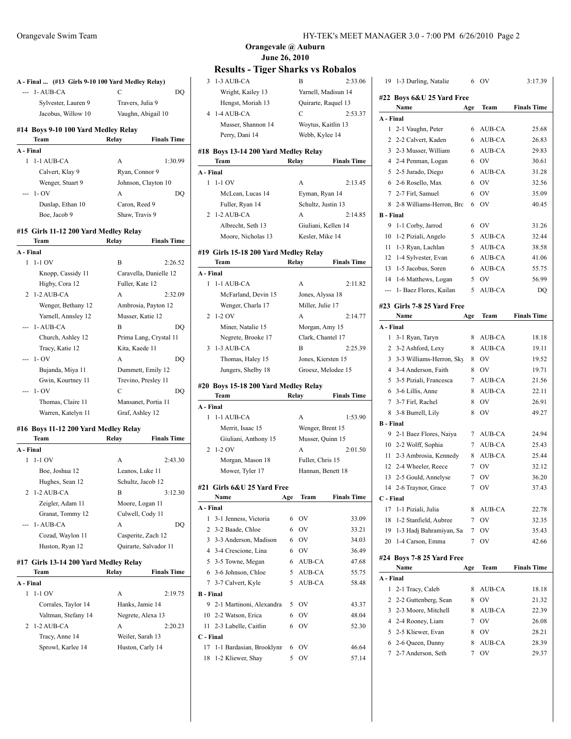## Orangevale @ Auburn
## June 26, 2010
## Results - Tiger Sharks vs Robalos

### A - Final ... (#13 Girls 9-10 100 Yard Medley Relay)

| | Team | Relay | Finals Time |
|---|---|---|---|
| --- | 1- AUB-CA | C | DQ |
| | Sylvester, Lauren 9 | Travers, Julia 9 | |
| | Jacobus, Willow 10 | Vaughn, Abigail 10 | |

### #14 Boys 9-10 100 Yard Medley Relay

| | Team | Relay | Finals Time |
|---|---|---|---|
| **A - Final** | | | |
| 1 | 1-1 AUB-CA | A | 1:30.99 |
| | Calvert, Klay 9 | Ryan, Connor 9 | |
| | Wenger, Stuart 9 | Johnson, Clayton 10 | |
| --- | 1- OV | A | DQ |
| | Dunlap, Ethan 10 | Caron, Reed 9 | |
| | Boe, Jacob 9 | Shaw, Travis 9 | |

### #15 Girls 11-12 200 Yard Medley Relay

| | Team | Relay | Finals Time |
|---|---|---|---|
| **A - Final** | | | |
| 1 | 1-1 OV | B | 2:26.52 |
| | Knopp, Cassidy 11 | Caravella, Danielle 12 | |
| | Higby, Cora 12 | Fuller, Kate 12 | |
| 2 | 1-2 AUB-CA | A | 2:32.09 |
| | Wenger, Bethany 12 | Ambrosia, Payton 12 | |
| | Yarnell, Annsley 12 | Musser, Katie 12 | |
| --- | 1- AUB-CA | B | DQ |
| | Church, Ashley 12 | Prima Lang, Crystal 11 | |
| | Tracy, Katie 12 | Kita, Kaede 11 | |
| --- | 1- OV | A | DQ |
| | Bujanda, Miya 11 | Dummett, Emily 12 | |
| | Gwin, Kourtney 11 | Trevino, Presley 11 | |
| --- | 1- OV | C | DQ |
| | Thomas, Claire 11 | Mansanet, Portia 11 | |
| | Warren, Katelyn 11 | Graf, Ashley 12 | |

### #16 Boys 11-12 200 Yard Medley Relay

| | Team | Relay | Finals Time |
|---|---|---|---|
| **A - Final** | | | |
| 1 | 1-1 OV | A | 2:43.30 |
| | Boe, Joshua 12 | Leanos, Luke 11 | |
| | Hughes, Sean 12 | Schultz, Jacob 12 | |
| 2 | 1-2 AUB-CA | B | 3:12.30 |
| | Zeigler, Adam 11 | Moore, Logan 11 | |
| | Granat, Tommy 12 | Culwell, Cody 11 | |
| --- | 1- AUB-CA | A | DQ |
| | Cozad, Waylon 11 | Casperite, Zach 12 | |
| | Huston, Ryan 12 | Quirarte, Salvador 11 | |

### #17 Girls 13-14 200 Yard Medley Relay

| | Team | Relay | Finals Time |
|---|---|---|---|
| **A - Final** | | | |
| 1 | 1-1 OV | A | 2:19.75 |
| | Corrales, Taylor 14 | Hanks, Jamie 14 | |
| | Valtman, Stefany 14 | Negrete, Alexa 13 | |
| 2 | 1-2 AUB-CA | A | 2:20.23 |
| | Tracy, Anne 14 | Weiler, Sarah 13 | |
| | Sprowl, Karlee 14 | Huston, Carly 14 | |
| 3 | 1-3 AUB-CA | B | 2:33.06 |
| | Wright, Kailey 13 | Yarnell, Madisun 14 | |
| | Hengst, Moriah 13 | Quirarte, Raquel 13 | |
| 4 | 1-4 AUB-CA | C | 2:53.37 |
| | Musser, Shannon 14 | Woytus, Kaitlin 13 | |
| | Perry, Dani 14 | Webb, Kylee 14 | |

### #18 Boys 13-14 200 Yard Medley Relay

| | Team | Relay | Finals Time |
|---|---|---|---|
| **A - Final** | | | |
| 1 | 1-1 OV | A | 2:13.45 |
| | McLean, Lucas 14 | Eyman, Ryan 14 | |
| | Fuller, Ryan 14 | Schultz, Justin 13 | |
| 2 | 1-2 AUB-CA | A | 2:14.85 |
| | Albrecht, Seth 13 | Giuliani, Kellen 14 | |
| | Moore, Nicholas 13 | Kesler, Mike 14 | |

### #19 Girls 15-18 200 Yard Medley Relay

| | Team | Relay | Finals Time |
|---|---|---|---|
| **A - Final** | | | |
| 1 | 1-1 AUB-CA | A | 2:11.82 |
| | McFarland, Devin 15 | Jones, Alyssa 18 | |
| | Wenger, Charla 17 | Miller, Julie 17 | |
| 2 | 1-2 OV | A | 2:14.77 |
| | Miner, Natalie 15 | Morgan, Amy 15 | |
| | Negrete, Brooke 17 | Clark, Chantel 17 | |
| 3 | 1-3 AUB-CA | B | 2:25.39 |
| | Thomas, Haley 15 | Jones, Kiersten 15 | |
| | Jungers, Shelby 18 | Groesz, Melodee 15 | |

### #20 Boys 15-18 200 Yard Medley Relay

| | Team | Relay | Finals Time |
|---|---|---|---|
| **A - Final** | | | |
| 1 | 1-1 AUB-CA | A | 1:53.90 |
| | Merrit, Isaac 15 | Wenger, Brent 15 | |
| | Giuliani, Anthony 15 | Musser, Quinn 15 | |
| 2 | 1-2 OV | A | 2:01.50 |
| | Morgan, Mason 18 | Fuller, Chris 15 | |
| | Mower, Tyler 17 | Hannan, Benett 18 | |

### #21 Girls 6&U 25 Yard Free

| | Name | Age | Team | Finals Time |
|---|---|---|---|---|
| **A - Final** | | | | |
| 1 | 3-1 Jenness, Victoria | 6 | OV | 33.09 |
| 2 | 3-2 Baade, Chloe | 6 | OV | 33.21 |
| 3 | 3-3 Anderson, Madison | 6 | OV | 34.03 |
| 4 | 3-4 Crescione, Lina | 6 | OV | 36.49 |
| 5 | 3-5 Towne, Megan | 6 | AUB-CA | 47.68 |
| 6 | 3-6 Johnson, Chloe | 5 | AUB-CA | 55.75 |
| 7 | 3-7 Calvert, Kyle | 5 | AUB-CA | 58.48 |
| **B - Final** | | | | |
| 9 | 2-1 Martinoni, Alexandra | 5 | OV | 43.37 |
| 10 | 2-2 Watson, Erica | 6 | OV | 48.04 |
| 11 | 2-3 Labelle, Caitlin | 6 | OV | 52.30 |
| **C - Final** | | | | |
| 17 | 1-1 Bardasian, Brooklynn | 6 | OV | 46.64 |
| 18 | 1-2 Kliewer, Shay | 5 | OV | 57.14 |
| 19 | 1-3 Durling, Natalie | 6 | OV | 3:17.39 |

### #22 Boys 6&U 25 Yard Free

| | Name | Age | Team | Finals Time |
|---|---|---|---|---|
| **A - Final** | | | | |
| 1 | 2-1 Vaughn, Peter | 6 | AUB-CA | 25.68 |
| 2 | 2-2 Calvert, Kaden | 6 | AUB-CA | 26.83 |
| 3 | 2-3 Musser, William | 6 | AUB-CA | 29.83 |
| 4 | 2-4 Penman, Logan | 6 | OV | 30.61 |
| 5 | 2-5 Jurado, Diego | 6 | AUB-CA | 31.28 |
| 6 | 2-6 Rosello, Max | 6 | OV | 32.56 |
| 7 | 2-7 Firl, Samuel | 6 | OV | 35.09 |
| 8 | 2-8 Williams-Herron, Brc | 6 | OV | 40.45 |
| **B - Final** | | | | |
| 9 | 1-1 Corby, Jarrod | 6 | OV | 31.26 |
| 10 | 1-2 Piziali, Angelo | 5 | AUB-CA | 32.44 |
| 11 | 1-3 Ryan, Lachlan | 5 | AUB-CA | 38.58 |
| 12 | 1-4 Sylvester, Evan | 6 | AUB-CA | 41.06 |
| 13 | 1-5 Jacobus, Soren | 6 | AUB-CA | 55.75 |
| 14 | 1-6 Matthews, Logan | 5 | OV | 56.99 |
| --- | 1- Baez Flores, Kailan | 5 | AUB-CA | DQ |

### #23 Girls 7-8 25 Yard Free

| | Name | Age | Team | Finals Time |
|---|---|---|---|---|
| **A - Final** | | | | |
| 1 | 3-1 Ryan, Taryn | 8 | AUB-CA | 18.18 |
| 2 | 3-2 Ashford, Lexy | 8 | AUB-CA | 19.11 |
| 3 | 3-3 Williams-Herron, Sky | 8 | OV | 19.52 |
| 4 | 3-4 Anderson, Faith | 8 | OV | 19.71 |
| 5 | 3-5 Piziali, Francesca | 7 | AUB-CA | 21.56 |
| 6 | 3-6 Lillis, Anne | 8 | AUB-CA | 22.11 |
| 7 | 3-7 Firl, Rachel | 8 | OV | 26.91 |
| 8 | 3-8 Burrell, Lily | 8 | OV | 49.27 |
| **B - Final** | | | | |
| 9 | 2-1 Baez Flores, Naiya | 7 | AUB-CA | 24.94 |
| 10 | 2-2 Wolff, Sophia | 7 | AUB-CA | 25.43 |
| 11 | 2-3 Ambrosia, Kennedy | 8 | AUB-CA | 25.44 |
| 12 | 2-4 Wheeler, Reece | 7 | OV | 32.12 |
| 13 | 2-5 Gould, Annelyse | 7 | OV | 36.20 |
| 14 | 2-6 Traynor, Grace | 7 | OV | 37.43 |
| **C - Final** | | | | |
| 17 | 1-1 Piziali, Julia | 8 | AUB-CA | 22.78 |
| 18 | 1-2 Stanfield, Aubree | 7 | OV | 32.35 |
| 19 | 1-3 Hadj Bahramiyan, Sa | 7 | OV | 35.43 |
| 20 | 1-4 Carson, Emma | 7 | OV | 42.66 |

### #24 Boys 7-8 25 Yard Free

| | Name | Age | Team | Finals Time |
|---|---|---|---|---|
| **A - Final** | | | | |
| 1 | 2-1 Tracy, Caleb | 8 | AUB-CA | 18.18 |
| 2 | 2-2 Guttenberg, Sean | 8 | OV | 21.32 |
| 3 | 2-3 Moore, Mitchell | 8 | AUB-CA | 22.39 |
| 4 | 2-4 Rooney, Liam | 7 | OV | 26.08 |
| 5 | 2-5 Kliewer, Evan | 8 | OV | 28.21 |
| 6 | 2-6 Queen, Danny | 8 | AUB-CA | 28.39 |
| 7 | 2-7 Anderson, Seth | 7 | OV | 29.37 |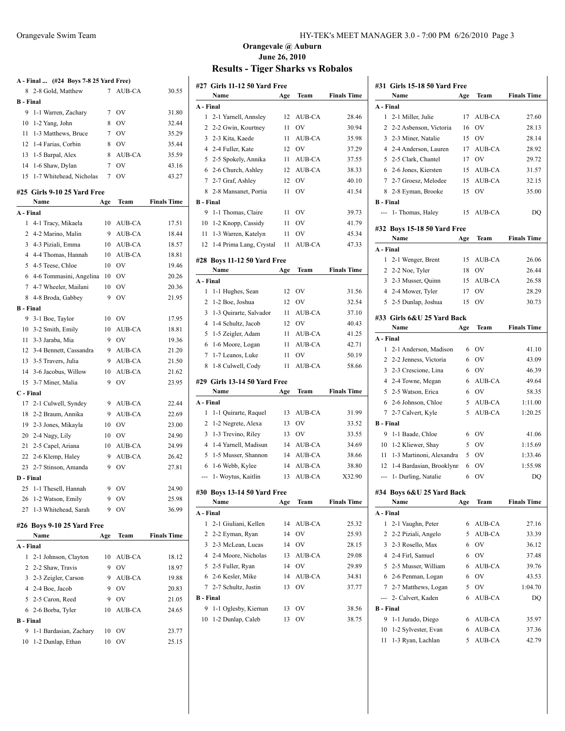## Orangevale @ Auburn

**June 26, 2010**

# Results - Tiger Sharks vs Robalos

### A - Final ... (#24 Boys 7-8 25 Yard Free)

| | Name | Age | Team | Finals Time |
|---|---|---|---|---|
| 8 | 2-8 Gold, Matthew | 7 | AUB-CA | 30.55 |
| **B - Final** | | | | |
| 9 | 1-1 Warren, Zachary | 7 | OV | 31.80 |
| 10 | 1-2 Yang, John | 8 | OV | 32.44 |
| 11 | 1-3 Matthews, Bruce | 7 | OV | 35.29 |
| 12 | 1-4 Farias, Corbin | 8 | OV | 35.44 |
| 13 | 1-5 Barpal, Alex | 8 | AUB-CA | 35.59 |
| 14 | 1-6 Shaw, Dylan | 7 | OV | 43.16 |
| 15 | 1-7 Whitehead, Nicholas | 7 | OV | 43.27 |

### #25 Girls 9-10 25 Yard Free

| | Name | Age | Team | Finals Time |
|---|---|---|---|---|
| **A - Final** | | | | |
| 1 | 4-1 Tracy, Mikaela | 10 | AUB-CA | 17.51 |
| 2 | 4-2 Marino, Malin | 9 | AUB-CA | 18.44 |
| 3 | 4-3 Piziali, Emma | 10 | AUB-CA | 18.57 |
| 4 | 4-4 Thomas, Hannah | 10 | AUB-CA | 18.81 |
| 5 | 4-5 Teese, Chloe | 10 | OV | 19.46 |
| 6 | 4-6 Tommasini, Angelina | 10 | OV | 20.26 |
| 7 | 4-7 Wheeler, Mailani | 10 | OV | 20.36 |
| 8 | 4-8 Broda, Gabbey | 9 | OV | 21.95 |
| **B - Final** | | | | |
| 9 | 3-1 Boe, Taylor | 10 | OV | 17.95 |
| 10 | 3-2 Smith, Emily | 10 | AUB-CA | 18.81 |
| 11 | 3-3 Jaraba, Mia | 9 | OV | 19.36 |
| 12 | 3-4 Bennett, Cassandra | 9 | AUB-CA | 21.20 |
| 13 | 3-5 Travers, Julia | 9 | AUB-CA | 21.50 |
| 14 | 3-6 Jacobus, Willow | 10 | AUB-CA | 21.62 |
| 15 | 3-7 Miner, Malia | 9 | OV | 23.95 |
| **C - Final** | | | | |
| 17 | 2-1 Culwell, Syndey | 9 | AUB-CA | 22.44 |
| 18 | 2-2 Braum, Annika | 9 | AUB-CA | 22.69 |
| 19 | 2-3 Jones, Mikayla | 10 | OV | 23.00 |
| 20 | 2-4 Nagy, Lily | 10 | OV | 24.90 |
| 21 | 2-5 Capel, Ariana | 10 | AUB-CA | 24.99 |
| 22 | 2-6 Klemp, Haley | 9 | AUB-CA | 26.42 |
| 23 | 2-7 Stinson, Amanda | 9 | OV | 27.81 |
| **D - Final** | | | | |
| 25 | 1-1 Thesell, Hannah | 9 | OV | 24.90 |
| 26 | 1-2 Watson, Emily | 9 | OV | 25.98 |
| 27 | 1-3 Whitehead, Sarah | 9 | OV | 36.99 |

### #26 Boys 9-10 25 Yard Free

| | Name | Age | Team | Finals Time |
|---|---|---|---|---|
| **A - Final** | | | | |
| 1 | 2-1 Johnson, Clayton | 10 | AUB-CA | 18.12 |
| 2 | 2-2 Shaw, Travis | 9 | OV | 18.97 |
| 3 | 2-3 Zeigler, Carson | 9 | AUB-CA | 19.88 |
| 4 | 2-4 Boe, Jacob | 9 | OV | 20.83 |
| 5 | 2-5 Caron, Reed | 9 | OV | 21.05 |
| 6 | 2-6 Borba, Tyler | 10 | AUB-CA | 24.65 |
| **B - Final** | | | | |
| 9 | 1-1 Bardasian, Zachary | 10 | OV | 23.77 |
| 10 | 1-2 Dunlap, Ethan | 10 | OV | 25.15 |

### #27 Girls 11-12 50 Yard Free

| | Name | Age | Team | Finals Time |
|---|---|---|---|---|
| **A - Final** | | | | |
| 1 | 2-1 Yarnell, Annsley | 12 | AUB-CA | 28.46 |
| 2 | 2-2 Gwin, Kourtney | 11 | OV | 30.94 |
| 3 | 2-3 Kita, Kaede | 11 | AUB-CA | 35.98 |
| 4 | 2-4 Fuller, Kate | 12 | OV | 37.29 |
| 5 | 2-5 Spokely, Annika | 11 | AUB-CA | 37.55 |
| 6 | 2-6 Church, Ashley | 12 | AUB-CA | 38.33 |
| 7 | 2-7 Graf, Ashley | 12 | OV | 40.10 |
| 8 | 2-8 Mansanet, Portia | 11 | OV | 41.54 |
| **B - Final** | | | | |
| 9 | 1-1 Thomas, Claire | 11 | OV | 39.73 |
| 10 | 1-2 Knopp, Cassidy | 11 | OV | 41.79 |
| 11 | 1-3 Warren, Katelyn | 11 | OV | 45.34 |
| 12 | 1-4 Prima Lang, Crystal | 11 | AUB-CA | 47.33 |

### #28 Boys 11-12 50 Yard Free

| | Name | Age | Team | Finals Time |
|---|---|---|---|---|
| **A - Final** | | | | |
| 1 | 1-1 Hughes, Sean | 12 | OV | 31.56 |
| 2 | 1-2 Boe, Joshua | 12 | OV | 32.54 |
| 3 | 1-3 Quirarte, Salvador | 11 | AUB-CA | 37.10 |
| 4 | 1-4 Schultz, Jacob | 12 | OV | 40.43 |
| 5 | 1-5 Zeigler, Adam | 11 | AUB-CA | 41.25 |
| 6 | 1-6 Moore, Logan | 11 | AUB-CA | 42.71 |
| 7 | 1-7 Leanos, Luke | 11 | OV | 50.19 |
| 8 | 1-8 Culwell, Cody | 11 | AUB-CA | 58.66 |

### #29 Girls 13-14 50 Yard Free

| | Name | Age | Team | Finals Time |
|---|---|---|---|---|
| **A - Final** | | | | |
| 1 | 1-1 Quirarte, Raquel | 13 | AUB-CA | 31.99 |
| 2 | 1-2 Negrete, Alexa | 13 | OV | 33.52 |
| 3 | 1-3 Trevino, Riley | 13 | OV | 33.55 |
| 4 | 1-4 Yarnell, Madisun | 14 | AUB-CA | 34.69 |
| 5 | 1-5 Musser, Shannon | 14 | AUB-CA | 38.66 |
| 6 | 1-6 Webb, Kylee | 14 | AUB-CA | 38.80 |
| --- | 1- Woytus, Kaitlin | 13 | AUB-CA | X32.90 |

### #30 Boys 13-14 50 Yard Free

| | Name | Age | Team | Finals Time |
|---|---|---|---|---|
| **A - Final** | | | | |
| 1 | 2-1 Giuliani, Kellen | 14 | AUB-CA | 25.32 |
| 2 | 2-2 Eyman, Ryan | 14 | OV | 25.93 |
| 3 | 2-3 McLean, Lucas | 14 | OV | 28.15 |
| 4 | 2-4 Moore, Nicholas | 13 | AUB-CA | 29.08 |
| 5 | 2-5 Fuller, Ryan | 14 | OV | 29.89 |
| 6 | 2-6 Kesler, Mike | 14 | AUB-CA | 34.81 |
| 7 | 2-7 Schultz, Justin | 13 | OV | 37.77 |
| **B - Final** | | | | |
| 9 | 1-1 Oglesby, Kiernan | 13 | OV | 38.56 |
| 10 | 1-2 Dunlap, Caleb | 13 | OV | 38.75 |

### #31 Girls 15-18 50 Yard Free

| | Name | Age | Team | Finals Time |
|---|---|---|---|---|
| **A - Final** | | | | |
| 1 | 2-1 Miller, Julie | 17 | AUB-CA | 27.60 |
| 2 | 2-2 Asbenson, Victoria | 16 | OV | 28.13 |
| 3 | 2-3 Miner, Natalie | 15 | OV | 28.14 |
| 4 | 2-4 Anderson, Lauren | 17 | AUB-CA | 28.92 |
| 5 | 2-5 Clark, Chantel | 17 | OV | 29.72 |
| 6 | 2-6 Jones, Kiersten | 15 | AUB-CA | 31.57 |
| 7 | 2-7 Groesz, Melodee | 15 | AUB-CA | 32.15 |
| 8 | 2-8 Eyman, Brooke | 15 | OV | 35.00 |
| **B - Final** | | | | |
| --- | 1- Thomas, Haley | 15 | AUB-CA | DQ |

### #32 Boys 15-18 50 Yard Free

| | Name | Age | Team | Finals Time |
|---|---|---|---|---|
| **A - Final** | | | | |
| 1 | 2-1 Wenger, Brent | 15 | AUB-CA | 26.06 |
| 2 | 2-2 Noe, Tyler | 18 | OV | 26.44 |
| 3 | 2-3 Musser, Quinn | 15 | AUB-CA | 26.58 |
| 4 | 2-4 Mower, Tyler | 17 | OV | 28.29 |
| 5 | 2-5 Dunlap, Joshua | 15 | OV | 30.73 |

### #33 Girls 6&U 25 Yard Back

| | Name | Age | Team | Finals Time |
|---|---|---|---|---|
| **A - Final** | | | | |
| 1 | 2-1 Anderson, Madison | 6 | OV | 41.10 |
| 2 | 2-2 Jenness, Victoria | 6 | OV | 43.09 |
| 3 | 2-3 Crescione, Lina | 6 | OV | 46.39 |
| 4 | 2-4 Towne, Megan | 6 | AUB-CA | 49.64 |
| 5 | 2-5 Watson, Erica | 6 | OV | 58.35 |
| 6 | 2-6 Johnson, Chloe | 5 | AUB-CA | 1:11.00 |
| 7 | 2-7 Calvert, Kyle | 5 | AUB-CA | 1:20.25 |
| **B - Final** | | | | |
| 9 | 1-1 Baade, Chloe | 6 | OV | 41.06 |
| 10 | 1-2 Kliewer, Shay | 5 | OV | 1:15.69 |
| 11 | 1-3 Martinoni, Alexandra | 5 | OV | 1:33.46 |
| 12 | 1-4 Bardasian, Brooklynn | 6 | OV | 1:55.98 |
| --- | 1- Durling, Natalie | 6 | OV | DQ |

### #34 Boys 6&U 25 Yard Back

| | Name | Age | Team | Finals Time |
|---|---|---|---|---|
| **A - Final** | | | | |
| 1 | 2-1 Vaughn, Peter | 6 | AUB-CA | 27.16 |
| 2 | 2-2 Piziali, Angelo | 5 | AUB-CA | 33.39 |
| 3 | 2-3 Rosello, Max | 6 | OV | 36.12 |
| 4 | 2-4 Firl, Samuel | 6 | OV | 37.48 |
| 5 | 2-5 Musser, William | 6 | AUB-CA | 39.76 |
| 6 | 2-6 Penman, Logan | 6 | OV | 43.53 |
| 7 | 2-7 Matthews, Logan | 5 | OV | 1:04.70 |
| --- | 2- Calvert, Kaden | 6 | AUB-CA | DQ |
| **B - Final** | | | | |
| 9 | 1-1 Jurado, Diego | 6 | AUB-CA | 35.97 |
| 10 | 1-2 Sylvester, Evan | 6 | AUB-CA | 37.36 |
| 11 | 1-3 Ryan, Lachlan | 5 | AUB-CA | 42.79 |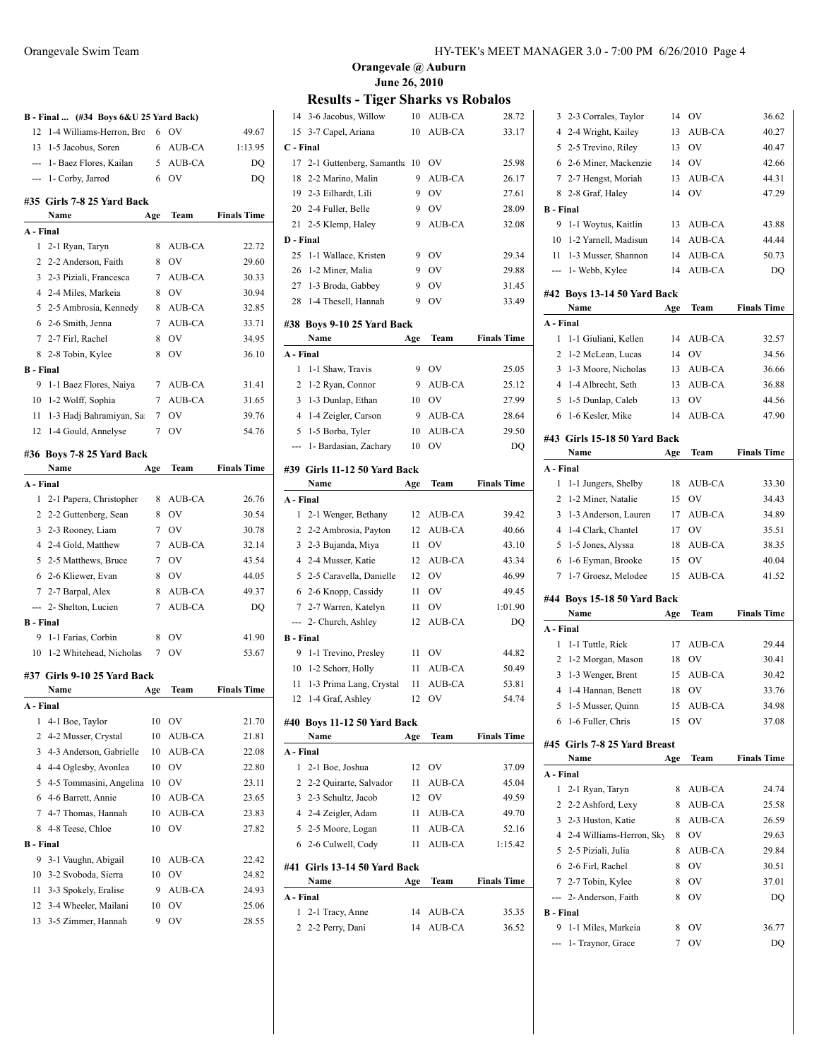## Orangevale @ Auburn

### June 26, 2010

## Results - Tiger Sharks vs Robalos

### B - Final ... (#34 Boys 6&U 25 Yard Back)

| | Name | Age | Team | Finals Time |
|---|---|---|---|---|
| 12 | 1-4 Williams-Herron, Bro | 6 | OV | 49.67 |
| 13 | 1-5 Jacobus, Soren | 6 | AUB-CA | 1:13.95 |
| --- | 1- Baez Flores, Kailan | 5 | AUB-CA | DQ |
| --- | 1- Corby, Jarrod | 6 | OV | DQ |

### #35 Girls 7-8 25 Yard Back

| | Name | Age | Team | Finals Time |
|---|---|---|---|---|
| **A - Final** | | | | |
| 1 | 2-1 Ryan, Taryn | 8 | AUB-CA | 22.72 |
| 2 | 2-2 Anderson, Faith | 8 | OV | 29.60 |
| 3 | 2-3 Piziali, Francesca | 7 | AUB-CA | 30.33 |
| 4 | 2-4 Miles, Markeia | 8 | OV | 30.94 |
| 5 | 2-5 Ambrosia, Kennedy | 8 | AUB-CA | 32.85 |
| 6 | 2-6 Smith, Jenna | 7 | AUB-CA | 33.71 |
| 7 | 2-7 Firl, Rachel | 8 | OV | 34.95 |
| 8 | 2-8 Tobin, Kylee | 8 | OV | 36.10 |
| **B - Final** | | | | |
| 9 | 1-1 Baez Flores, Naiya | 7 | AUB-CA | 31.41 |
| 10 | 1-2 Wolff, Sophia | 7 | AUB-CA | 31.65 |
| 11 | 1-3 Hadj Bahramiyan, Sa | 7 | OV | 39.76 |
| 12 | 1-4 Gould, Annelyse | 7 | OV | 54.76 |

### #36 Boys 7-8 25 Yard Back

| | Name | Age | Team | Finals Time |
|---|---|---|---|---|
| **A - Final** | | | | |
| 1 | 2-1 Papera, Christopher | 8 | AUB-CA | 26.76 |
| 2 | 2-2 Guttenberg, Sean | 8 | OV | 30.54 |
| 3 | 2-3 Rooney, Liam | 7 | OV | 30.78 |
| 4 | 2-4 Gold, Matthew | 7 | AUB-CA | 32.14 |
| 5 | 2-5 Matthews, Bruce | 7 | OV | 43.54 |
| 6 | 2-6 Kliewer, Evan | 8 | OV | 44.05 |
| 7 | 2-7 Barpal, Alex | 8 | AUB-CA | 49.37 |
| --- | 2- Shelton, Lucien | 7 | AUB-CA | DQ |
| **B - Final** | | | | |
| 9 | 1-1 Farias, Corbin | 8 | OV | 41.90 |
| 10 | 1-2 Whitehead, Nicholas | 7 | OV | 53.67 |

### #37 Girls 9-10 25 Yard Back

| | Name | Age | Team | Finals Time |
|---|---|---|---|---|
| **A - Final** | | | | |
| 1 | 4-1 Boe, Taylor | 10 | OV | 21.70 |
| 2 | 4-2 Musser, Crystal | 10 | AUB-CA | 21.81 |
| 3 | 4-3 Anderson, Gabrielle | 10 | AUB-CA | 22.08 |
| 4 | 4-4 Oglesby, Avonlea | 10 | OV | 22.80 |
| 5 | 4-5 Tommasini, Angelina | 10 | OV | 23.11 |
| 6 | 4-6 Barrett, Annie | 10 | AUB-CA | 23.65 |
| 7 | 4-7 Thomas, Hannah | 10 | AUB-CA | 23.83 |
| 8 | 4-8 Teese, Chloe | 10 | OV | 27.82 |
| **B - Final** | | | | |
| 9 | 3-1 Vaughn, Abigail | 10 | AUB-CA | 22.42 |
| 10 | 3-2 Svoboda, Sierra | 10 | OV | 24.82 |
| 11 | 3-3 Spokely, Eralise | 9 | AUB-CA | 24.93 |
| 12 | 3-4 Wheeler, Mailani | 10 | OV | 25.06 |
| 13 | 3-5 Zimmer, Hannah | 9 | OV | 28.55 |
| 14 | 3-6 Jacobus, Willow | 10 | AUB-CA | 28.72 |
| 15 | 3-7 Capel, Ariana | 10 | AUB-CA | 33.17 |
| **C - Final** | | | | |
| 17 | 2-1 Guttenberg, Samantha | 10 | OV | 25.98 |
| 18 | 2-2 Marino, Malin | 9 | AUB-CA | 26.17 |
| 19 | 2-3 Eilhardt, Lili | 9 | OV | 27.61 |
| 20 | 2-4 Fuller, Belle | 9 | OV | 28.09 |
| 21 | 2-5 Klemp, Haley | 9 | AUB-CA | 32.08 |
| **D - Final** | | | | |
| 25 | 1-1 Wallace, Kristen | 9 | OV | 29.34 |
| 26 | 1-2 Miner, Malia | 9 | OV | 29.88 |
| 27 | 1-3 Broda, Gabbey | 9 | OV | 31.45 |
| 28 | 1-4 Thesell, Hannah | 9 | OV | 33.49 |

### #38 Boys 9-10 25 Yard Back

| | Name | Age | Team | Finals Time |
|---|---|---|---|---|
| **A - Final** | | | | |
| 1 | 1-1 Shaw, Travis | 9 | OV | 25.05 |
| 2 | 1-2 Ryan, Connor | 9 | AUB-CA | 25.12 |
| 3 | 1-3 Dunlap, Ethan | 10 | OV | 27.99 |
| 4 | 1-4 Zeigler, Carson | 9 | AUB-CA | 28.64 |
| 5 | 1-5 Borba, Tyler | 10 | AUB-CA | 29.50 |
| --- | 1- Bardasian, Zachary | 10 | OV | DQ |

### #39 Girls 11-12 50 Yard Back

| | Name | Age | Team | Finals Time |
|---|---|---|---|---|
| **A - Final** | | | | |
| 1 | 2-1 Wenger, Bethany | 12 | AUB-CA | 39.42 |
| 2 | 2-2 Ambrosia, Payton | 12 | AUB-CA | 40.66 |
| 3 | 2-3 Bujanda, Miya | 11 | OV | 43.10 |
| 4 | 2-4 Musser, Katie | 12 | AUB-CA | 43.34 |
| 5 | 2-5 Caravella, Danielle | 12 | OV | 46.99 |
| 6 | 2-6 Knopp, Cassidy | 11 | OV | 49.45 |
| 7 | 2-7 Warren, Katelyn | 11 | OV | 1:01.90 |
| --- | 2- Church, Ashley | 12 | AUB-CA | DQ |
| **B - Final** | | | | |
| 9 | 1-1 Trevino, Presley | 11 | OV | 44.82 |
| 10 | 1-2 Schorr, Holly | 11 | AUB-CA | 50.49 |
| 11 | 1-3 Prima Lang, Crystal | 11 | AUB-CA | 53.81 |
| 12 | 1-4 Graf, Ashley | 12 | OV | 54.74 |

### #40 Boys 11-12 50 Yard Back

| | Name | Age | Team | Finals Time |
|---|---|---|---|---|
| **A - Final** | | | | |
| 1 | 2-1 Boe, Joshua | 12 | OV | 37.09 |
| 2 | 2-2 Quirarte, Salvador | 11 | AUB-CA | 45.04 |
| 3 | 2-3 Schultz, Jacob | 12 | OV | 49.59 |
| 4 | 2-4 Zeigler, Adam | 11 | AUB-CA | 49.70 |
| 5 | 2-5 Moore, Logan | 11 | AUB-CA | 52.16 |
| 6 | 2-6 Culwell, Cody | 11 | AUB-CA | 1:15.42 |

### #41 Girls 13-14 50 Yard Back

| | Name | Age | Team | Finals Time |
|---|---|---|---|---|
| **A - Final** | | | | |
| 1 | 2-1 Tracy, Anne | 14 | AUB-CA | 35.35 |
| 2 | 2-2 Perry, Dani | 14 | AUB-CA | 36.52 |
| 3 | 2-3 Corrales, Taylor | 14 | OV | 36.62 |
| 4 | 2-4 Wright, Kailey | 13 | AUB-CA | 40.27 |
| 5 | 2-5 Trevino, Riley | 13 | OV | 40.47 |
| 6 | 2-6 Miner, Mackenzie | 14 | OV | 42.66 |
| 7 | 2-7 Hengst, Moriah | 13 | AUB-CA | 44.31 |
| 8 | 2-8 Graf, Haley | 14 | OV | 47.29 |
| **B - Final** | | | | |
| 9 | 1-1 Woytus, Kaitlin | 13 | AUB-CA | 43.88 |
| 10 | 1-2 Yarnell, Madisun | 14 | AUB-CA | 44.44 |
| 11 | 1-3 Musser, Shannon | 14 | AUB-CA | 50.73 |
| --- | 1- Webb, Kylee | 14 | AUB-CA | DQ |

### #42 Boys 13-14 50 Yard Back

| | Name | Age | Team | Finals Time |
|---|---|---|---|---|
| **A - Final** | | | | |
| 1 | 1-1 Giuliani, Kellen | 14 | AUB-CA | 32.57 |
| 2 | 1-2 McLean, Lucas | 14 | OV | 34.56 |
| 3 | 1-3 Moore, Nicholas | 13 | AUB-CA | 36.66 |
| 4 | 1-4 Albrecht, Seth | 13 | AUB-CA | 36.88 |
| 5 | 1-5 Dunlap, Caleb | 13 | OV | 44.56 |
| 6 | 1-6 Kesler, Mike | 14 | AUB-CA | 47.90 |

### #43 Girls 15-18 50 Yard Back

| | Name | Age | Team | Finals Time |
|---|---|---|---|---|
| **A - Final** | | | | |
| 1 | 1-1 Jungers, Shelby | 18 | AUB-CA | 33.30 |
| 2 | 1-2 Miner, Natalie | 15 | OV | 34.43 |
| 3 | 1-3 Anderson, Lauren | 17 | AUB-CA | 34.89 |
| 4 | 1-4 Clark, Chantel | 17 | OV | 35.51 |
| 5 | 1-5 Jones, Alyssa | 18 | AUB-CA | 38.35 |
| 6 | 1-6 Eyman, Brooke | 15 | OV | 40.04 |
| 7 | 1-7 Groesz, Melodee | 15 | AUB-CA | 41.52 |

### #44 Boys 15-18 50 Yard Back

| | Name | Age | Team | Finals Time |
|---|---|---|---|---|
| **A - Final** | | | | |
| 1 | 1-1 Tuttle, Rick | 17 | AUB-CA | 29.44 |
| 2 | 1-2 Morgan, Mason | 18 | OV | 30.41 |
| 3 | 1-3 Wenger, Brent | 15 | AUB-CA | 30.42 |
| 4 | 1-4 Hannan, Benett | 18 | OV | 33.76 |
| 5 | 1-5 Musser, Quinn | 15 | AUB-CA | 34.98 |
| 6 | 1-6 Fuller, Chris | 15 | OV | 37.08 |

### #45 Girls 7-8 25 Yard Breast

| | Name | Age | Team | Finals Time |
|---|---|---|---|---|
| **A - Final** | | | | |
| 1 | 2-1 Ryan, Taryn | 8 | AUB-CA | 24.74 |
| 2 | 2-2 Ashford, Lexy | 8 | AUB-CA | 25.58 |
| 3 | 2-3 Huston, Katie | 8 | AUB-CA | 26.59 |
| 4 | 2-4 Williams-Herron, Sky | 8 | OV | 29.63 |
| 5 | 2-5 Piziali, Julia | 8 | AUB-CA | 29.84 |
| 6 | 2-6 Firl, Rachel | 8 | OV | 30.51 |
| 7 | 2-7 Tobin, Kylee | 8 | OV | 37.01 |
| --- | 2- Anderson, Faith | 8 | OV | DQ |
| **B - Final** | | | | |
| 9 | 1-1 Miles, Markeia | 8 | OV | 36.77 |
| --- | 1- Traynor, Grace | 7 | OV | DQ |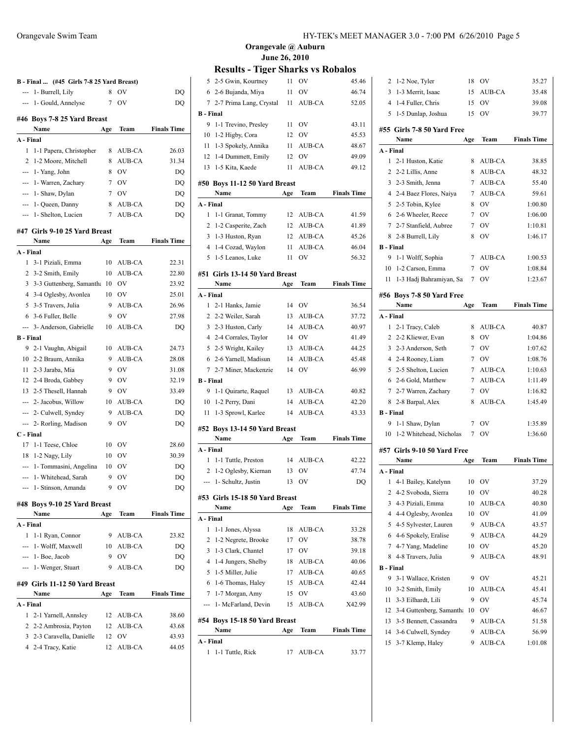## Orangevale @ Auburn

**June 26, 2010**

## Results - Tiger Sharks vs Robalos

**B - Final ... (#45 Girls 7-8 25 Yard Breast)**

| | Name | Age | Team | Finals Time |
|---|---|---|---|---|
| --- | 1- Burrell, Lily | 8 | OV | DQ |
| --- | 1- Gould, Annelyse | 7 | OV | DQ |

### #46 Boys 7-8 25 Yard Breast

| | Name | Age | Team | Finals Time |
|---|---|---|---|---|
| **A - Final** | | | | |
| 1 | 1-1 Papera, Christopher | 8 | AUB-CA | 26.03 |
| 2 | 1-2 Moore, Mitchell | 8 | AUB-CA | 31.34 |
| --- | 1- Yang, John | 8 | OV | DQ |
| --- | 1- Warren, Zachary | 7 | OV | DQ |
| --- | 1- Shaw, Dylan | 7 | OV | DQ |
| --- | 1- Queen, Danny | 8 | AUB-CA | DQ |
| --- | 1- Shelton, Lucien | 7 | AUB-CA | DQ |

### #47 Girls 9-10 25 Yard Breast

| | Name | Age | Team | Finals Time |
|---|---|---|---|---|
| **A - Final** | | | | |
| 1 | 3-1 Piziali, Emma | 10 | AUB-CA | 22.31 |
| 2 | 3-2 Smith, Emily | 10 | AUB-CA | 22.80 |
| 3 | 3-3 Guttenberg, Samantha | 10 | OV | 23.92 |
| 4 | 3-4 Oglesby, Avonlea | 10 | OV | 25.01 |
| 5 | 3-5 Travers, Julia | 9 | AUB-CA | 26.96 |
| 6 | 3-6 Fuller, Belle | 9 | OV | 27.98 |
| --- | 3- Anderson, Gabrielle | 10 | AUB-CA | DQ |
| **B - Final** | | | | |
| 9 | 2-1 Vaughn, Abigail | 10 | AUB-CA | 24.73 |
| 10 | 2-2 Braum, Annika | 9 | AUB-CA | 28.08 |
| 11 | 2-3 Jaraba, Mia | 9 | OV | 31.08 |
| 12 | 2-4 Broda, Gabbey | 9 | OV | 32.19 |
| 13 | 2-5 Thesell, Hannah | 9 | OV | 33.49 |
| --- | 2- Jacobus, Willow | 10 | AUB-CA | DQ |
| --- | 2- Culwell, Syndey | 9 | AUB-CA | DQ |
| --- | 2- Rorling, Madison | 9 | OV | DQ |
| **C - Final** | | | | |
| 17 | 1-1 Teese, Chloe | 10 | OV | 28.60 |
| 18 | 1-2 Nagy, Lily | 10 | OV | 30.39 |
| --- | 1- Tommasini, Angelina | 10 | OV | DQ |
| --- | 1- Whitehead, Sarah | 9 | OV | DQ |
| --- | 1- Stinson, Amanda | 9 | OV | DQ |

### #48 Boys 9-10 25 Yard Breast

| | Name | Age | Team | Finals Time |
|---|---|---|---|---|
| **A - Final** | | | | |
| 1 | 1-1 Ryan, Connor | 9 | AUB-CA | 23.82 |
| --- | 1- Wolff, Maxwell | 10 | AUB-CA | DQ |
| --- | 1- Boe, Jacob | 9 | OV | DQ |
| --- | 1- Wenger, Stuart | 9 | AUB-CA | DQ |

### #49 Girls 11-12 50 Yard Breast

| | Name | Age | Team | Finals Time |
|---|---|---|---|---|
| **A - Final** | | | | |
| 1 | 2-1 Yarnell, Annsley | 12 | AUB-CA | 38.60 |
| 2 | 2-2 Ambrosia, Payton | 12 | AUB-CA | 43.68 |
| 3 | 2-3 Caravella, Danielle | 12 | OV | 43.93 |
| 4 | 2-4 Tracy, Katie | 12 | AUB-CA | 44.05 |
| 5 | 2-5 Gwin, Kourtney | 11 | OV | 45.46 |
| 6 | 2-6 Bujanda, Miya | 11 | OV | 46.74 |
| 7 | 2-7 Prima Lang, Crystal | 11 | AUB-CA | 52.05 |
| **B - Final** | | | | |
| 9 | 1-1 Trevino, Presley | 11 | OV | 43.11 |
| 10 | 1-2 Higby, Cora | 12 | OV | 45.53 |
| 11 | 1-3 Spokely, Annika | 11 | AUB-CA | 48.67 |
| 12 | 1-4 Dummett, Emily | 12 | OV | 49.09 |
| 13 | 1-5 Kita, Kaede | 11 | AUB-CA | 49.12 |

### #50 Boys 11-12 50 Yard Breast

| | Name | Age | Team | Finals Time |
|---|---|---|---|---|
| **A - Final** | | | | |
| 1 | 1-1 Granat, Tommy | 12 | AUB-CA | 41.59 |
| 2 | 1-2 Casperite, Zach | 12 | AUB-CA | 41.89 |
| 3 | 1-3 Huston, Ryan | 12 | AUB-CA | 45.26 |
| 4 | 1-4 Cozad, Waylon | 11 | AUB-CA | 46.04 |
| 5 | 1-5 Leanos, Luke | 11 | OV | 56.32 |

### #51 Girls 13-14 50 Yard Breast

| | Name | Age | Team | Finals Time |
|---|---|---|---|---|
| **A - Final** | | | | |
| 1 | 2-1 Hanks, Jamie | 14 | OV | 36.54 |
| 2 | 2-2 Weiler, Sarah | 13 | AUB-CA | 37.72 |
| 3 | 2-3 Huston, Carly | 14 | AUB-CA | 40.97 |
| 4 | 2-4 Corrales, Taylor | 14 | OV | 41.49 |
| 5 | 2-5 Wright, Kailey | 13 | AUB-CA | 44.25 |
| 6 | 2-6 Yarnell, Madisun | 14 | AUB-CA | 45.48 |
| 7 | 2-7 Miner, Mackenzie | 14 | OV | 46.99 |
| **B - Final** | | | | |
| 9 | 1-1 Quirarte, Raquel | 13 | AUB-CA | 40.82 |
| 10 | 1-2 Perry, Dani | 14 | AUB-CA | 42.20 |
| 11 | 1-3 Sprowl, Karlee | 14 | AUB-CA | 43.33 |

### #52 Boys 13-14 50 Yard Breast

| | Name | Age | Team | Finals Time |
|---|---|---|---|---|
| **A - Final** | | | | |
| 1 | 1-1 Tuttle, Preston | 14 | AUB-CA | 42.22 |
| 2 | 1-2 Oglesby, Kiernan | 13 | OV | 47.74 |
| --- | 1- Schultz, Justin | 13 | OV | DQ |

### #53 Girls 15-18 50 Yard Breast

| | Name | Age | Team | Finals Time |
|---|---|---|---|---|
| **A - Final** | | | | |
| 1 | 1-1 Jones, Alyssa | 18 | AUB-CA | 33.28 |
| 2 | 1-2 Negrete, Brooke | 17 | OV | 38.78 |
| 3 | 1-3 Clark, Chantel | 17 | OV | 39.18 |
| 4 | 1-4 Jungers, Shelby | 18 | AUB-CA | 40.06 |
| 5 | 1-5 Miller, Julie | 17 | AUB-CA | 40.65 |
| 6 | 1-6 Thomas, Haley | 15 | AUB-CA | 42.44 |
| 7 | 1-7 Morgan, Amy | 15 | OV | 43.60 |
| --- | 1- McFarland, Devin | 15 | AUB-CA | X42.99 |

### #54 Boys 15-18 50 Yard Breast

| | Name | Age | Team | Finals Time |
|---|---|---|---|---|
| **A - Final** | | | | |
| 1 | 1-1 Tuttle, Rick | 17 | AUB-CA | 33.77 |
| 2 | 1-2 Noe, Tyler | 18 | OV | 35.27 |
| 3 | 1-3 Merrit, Isaac | 15 | AUB-CA | 35.48 |
| 4 | 1-4 Fuller, Chris | 15 | OV | 39.08 |
| 5 | 1-5 Dunlap, Joshua | 15 | OV | 39.77 |

### #55 Girls 7-8 50 Yard Free

| | Name | Age | Team | Finals Time |
|---|---|---|---|---|
| **A - Final** | | | | |
| 1 | 2-1 Huston, Katie | 8 | AUB-CA | 38.85 |
| 2 | 2-2 Lillis, Anne | 8 | AUB-CA | 48.32 |
| 3 | 2-3 Smith, Jenna | 7 | AUB-CA | 55.40 |
| 4 | 2-4 Baez Flores, Naiya | 7 | AUB-CA | 59.61 |
| 5 | 2-5 Tobin, Kylee | 8 | OV | 1:00.80 |
| 6 | 2-6 Wheeler, Reece | 7 | OV | 1:06.00 |
| 7 | 2-7 Stanfield, Aubree | 7 | OV | 1:10.81 |
| 8 | 2-8 Burrell, Lily | 8 | OV | 1:46.17 |
| **B - Final** | | | | |
| 9 | 1-1 Wolff, Sophia | 7 | AUB-CA | 1:00.53 |
| 10 | 1-2 Carson, Emma | 7 | OV | 1:08.84 |
| 11 | 1-3 Hadj Bahramiyan, Sa | 7 | OV | 1:23.67 |

### #56 Boys 7-8 50 Yard Free

| | Name | Age | Team | Finals Time |
|---|---|---|---|---|
| **A - Final** | | | | |
| 1 | 2-1 Tracy, Caleb | 8 | AUB-CA | 40.87 |
| 2 | 2-2 Kliewer, Evan | 8 | OV | 1:04.86 |
| 3 | 2-3 Anderson, Seth | 7 | OV | 1:07.62 |
| 4 | 2-4 Rooney, Liam | 7 | OV | 1:08.76 |
| 5 | 2-5 Shelton, Lucien | 7 | AUB-CA | 1:10.63 |
| 6 | 2-6 Gold, Matthew | 7 | AUB-CA | 1:11.49 |
| 7 | 2-7 Warren, Zachary | 7 | OV | 1:16.82 |
| 8 | 2-8 Barpal, Alex | 8 | AUB-CA | 1:45.49 |
| **B - Final** | | | | |
| 9 | 1-1 Shaw, Dylan | 7 | OV | 1:35.89 |
| 10 | 1-2 Whitehead, Nicholas | 7 | OV | 1:36.60 |

### #57 Girls 9-10 50 Yard Free

| | Name | Age | Team | Finals Time |
|---|---|---|---|---|
| **A - Final** | | | | |
| 1 | 4-1 Bailey, Katelynn | 10 | OV | 37.29 |
| 2 | 4-2 Svoboda, Sierra | 10 | OV | 40.28 |
| 3 | 4-3 Piziali, Emma | 10 | AUB-CA | 40.80 |
| 4 | 4-4 Oglesby, Avonlea | 10 | OV | 41.09 |
| 5 | 4-5 Sylvester, Lauren | 9 | AUB-CA | 43.57 |
| 6 | 4-6 Spokely, Eralise | 9 | AUB-CA | 44.29 |
| 7 | 4-7 Yang, Madeline | 10 | OV | 45.20 |
| 8 | 4-8 Travers, Julia | 9 | AUB-CA | 48.91 |
| **B - Final** | | | | |
| 9 | 3-1 Wallace, Kristen | 9 | OV | 45.21 |
| 10 | 3-2 Smith, Emily | 10 | AUB-CA | 45.41 |
| 11 | 3-3 Eilhardt, Lili | 9 | OV | 45.74 |
| 12 | 3-4 Guttenberg, Samantha | 10 | OV | 46.67 |
| 13 | 3-5 Bennett, Cassandra | 9 | AUB-CA | 51.58 |
| 14 | 3-6 Culwell, Syndey | 9 | AUB-CA | 56.99 |
| 15 | 3-7 Klemp, Haley | 9 | AUB-CA | 1:01.08 |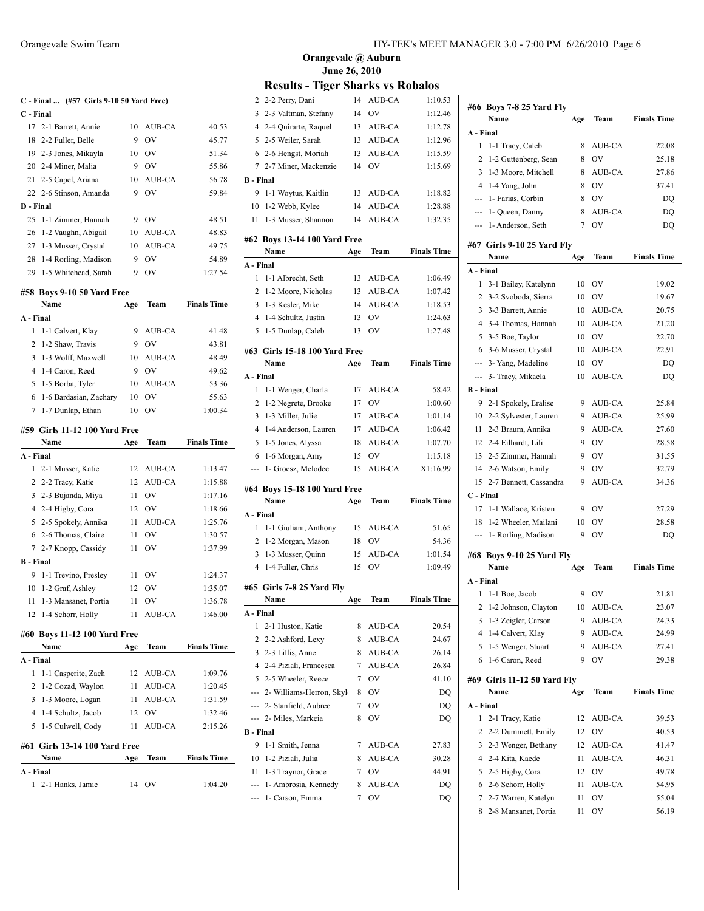**Orangevale @ Auburn**
**June 26, 2010**

## Results - Tiger Sharks vs Robalos

### C - Final ... (#57 Girls 9-10 50 Yard Free)

| Name | Age | Team | Finals Time |
|---|---|---|---|
| **C - Final** | | | |
| 17 2-1 Barrett, Annie | 10 | AUB-CA | 40.53 |
| 18 2-2 Fuller, Belle | 9 | OV | 45.77 |
| 19 2-3 Jones, Mikayla | 10 | OV | 51.34 |
| 20 2-4 Miner, Malia | 9 | OV | 55.86 |
| 21 2-5 Capel, Ariana | 10 | AUB-CA | 56.78 |
| 22 2-6 Stinson, Amanda | 9 | OV | 59.84 |
| **D - Final** | | | |
| 25 1-1 Zimmer, Hannah | 9 | OV | 48.51 |
| 26 1-2 Vaughn, Abigail | 10 | AUB-CA | 48.83 |
| 27 1-3 Musser, Crystal | 10 | AUB-CA | 49.75 |
| 28 1-4 Rorling, Madison | 9 | OV | 54.89 |
| 29 1-5 Whitehead, Sarah | 9 | OV | 1:27.54 |

### #58 Boys 9-10 50 Yard Free

| Name | Age | Team | Finals Time |
|---|---|---|---|
| **A - Final** | | | |
| 1 1-1 Calvert, Klay | 9 | AUB-CA | 41.48 |
| 2 1-2 Shaw, Travis | 9 | OV | 43.81 |
| 3 1-3 Wolff, Maxwell | 10 | AUB-CA | 48.49 |
| 4 1-4 Caron, Reed | 9 | OV | 49.62 |
| 5 1-5 Borba, Tyler | 10 | AUB-CA | 53.36 |
| 6 1-6 Bardasian, Zachary | 10 | OV | 55.63 |
| 7 1-7 Dunlap, Ethan | 10 | OV | 1:00.34 |

### #59 Girls 11-12 100 Yard Free

| Name | Age | Team | Finals Time |
|---|---|---|---|
| **A - Final** | | | |
| 1 2-1 Musser, Katie | 12 | AUB-CA | 1:13.47 |
| 2 2-2 Tracy, Katie | 12 | AUB-CA | 1:15.88 |
| 3 2-3 Bujanda, Miya | 11 | OV | 1:17.16 |
| 4 2-4 Higby, Cora | 12 | OV | 1:18.66 |
| 5 2-5 Spokely, Annika | 11 | AUB-CA | 1:25.76 |
| 6 2-6 Thomas, Claire | 11 | OV | 1:30.57 |
| 7 2-7 Knopp, Cassidy | 11 | OV | 1:37.99 |
| **B - Final** | | | |
| 9 1-1 Trevino, Presley | 11 | OV | 1:24.37 |
| 10 1-2 Graf, Ashley | 12 | OV | 1:35.07 |
| 11 1-3 Mansanet, Portia | 11 | OV | 1:36.78 |
| 12 1-4 Schorr, Holly | 11 | AUB-CA | 1:46.00 |

### #60 Boys 11-12 100 Yard Free

| Name | Age | Team | Finals Time |
|---|---|---|---|
| **A - Final** | | | |
| 1 1-1 Casperite, Zach | 12 | AUB-CA | 1:09.76 |
| 2 1-2 Cozad, Waylon | 11 | AUB-CA | 1:20.45 |
| 3 1-3 Moore, Logan | 11 | AUB-CA | 1:31.59 |
| 4 1-4 Schultz, Jacob | 12 | OV | 1:32.46 |
| 5 1-5 Culwell, Cody | 11 | AUB-CA | 2:15.26 |

### #61 Girls 13-14 100 Yard Free

| Name | Age | Team | Finals Time |
|---|---|---|---|
| **A - Final** | | | |
| 1 2-1 Hanks, Jamie | 14 | OV | 1:04.20 |
| 2 2-2 Perry, Dani | 14 | AUB-CA | 1:10.53 |
| 3 2-3 Valtman, Stefany | 14 | OV | 1:12.46 |
| 4 2-4 Quirarte, Raquel | 13 | AUB-CA | 1:12.78 |
| 5 2-5 Weiler, Sarah | 13 | AUB-CA | 1:12.96 |
| 6 2-6 Hengst, Moriah | 13 | AUB-CA | 1:15.59 |
| 7 2-7 Miner, Mackenzie | 14 | OV | 1:15.69 |
| **B - Final** | | | |
| 9 1-1 Woytus, Kaitlin | 13 | AUB-CA | 1:18.82 |
| 10 1-2 Webb, Kylee | 14 | AUB-CA | 1:28.88 |
| 11 1-3 Musser, Shannon | 14 | AUB-CA | 1:32.35 |

### #62 Boys 13-14 100 Yard Free

| Name | Age | Team | Finals Time |
|---|---|---|---|
| **A - Final** | | | |
| 1 1-1 Albrecht, Seth | 13 | AUB-CA | 1:06.49 |
| 2 1-2 Moore, Nicholas | 13 | AUB-CA | 1:07.42 |
| 3 1-3 Kesler, Mike | 14 | AUB-CA | 1:18.53 |
| 4 1-4 Schultz, Justin | 13 | OV | 1:24.63 |
| 5 1-5 Dunlap, Caleb | 13 | OV | 1:27.48 |

### #63 Girls 15-18 100 Yard Free

| Name | Age | Team | Finals Time |
|---|---|---|---|
| **A - Final** | | | |
| 1 1-1 Wenger, Charla | 17 | AUB-CA | 58.42 |
| 2 1-2 Negrete, Brooke | 17 | OV | 1:00.60 |
| 3 1-3 Miller, Julie | 17 | AUB-CA | 1:01.14 |
| 4 1-4 Anderson, Lauren | 17 | AUB-CA | 1:06.42 |
| 5 1-5 Jones, Alyssa | 18 | AUB-CA | 1:07.70 |
| 6 1-6 Morgan, Amy | 15 | OV | 1:15.18 |
| --- 1- Groesz, Melodee | 15 | AUB-CA | X1:16.99 |

### #64 Boys 15-18 100 Yard Free

| Name | Age | Team | Finals Time |
|---|---|---|---|
| **A - Final** | | | |
| 1 1-1 Giuliani, Anthony | 15 | AUB-CA | 51.65 |
| 2 1-2 Morgan, Mason | 18 | OV | 54.36 |
| 3 1-3 Musser, Quinn | 15 | AUB-CA | 1:01.54 |
| 4 1-4 Fuller, Chris | 15 | OV | 1:09.49 |

### #65 Girls 7-8 25 Yard Fly

| Name | Age | Team | Finals Time |
|---|---|---|---|
| **A - Final** | | | |
| 1 2-1 Huston, Katie | 8 | AUB-CA | 20.54 |
| 2 2-2 Ashford, Lexy | 8 | AUB-CA | 24.67 |
| 3 2-3 Lillis, Anne | 8 | AUB-CA | 26.14 |
| 4 2-4 Piziali, Francesca | 7 | AUB-CA | 26.84 |
| 5 2-5 Wheeler, Reece | 7 | OV | 41.10 |
| --- 2- Williams-Herron, Skyl | 8 | OV | DQ |
| --- 2- Stanfield, Aubree | 7 | OV | DQ |
| --- 2- Miles, Markeia | 8 | OV | DQ |
| **B - Final** | | | |
| 9 1-1 Smith, Jenna | 7 | AUB-CA | 27.83 |
| 10 1-2 Piziali, Julia | 8 | AUB-CA | 30.28 |
| 11 1-3 Traynor, Grace | 7 | OV | 44.91 |
| --- 1- Ambrosia, Kennedy | 8 | AUB-CA | DQ |
| --- 1- Carson, Emma | 7 | OV | DQ |

### #66 Boys 7-8 25 Yard Fly

| Name | Age | Team | Finals Time |
|---|---|---|---|
| **A - Final** | | | |
| 1 1-1 Tracy, Caleb | 8 | AUB-CA | 22.08 |
| 2 1-2 Guttenberg, Sean | 8 | OV | 25.18 |
| 3 1-3 Moore, Mitchell | 8 | AUB-CA | 27.86 |
| 4 1-4 Yang, John | 8 | OV | 37.41 |
| --- 1- Farias, Corbin | 8 | OV | DQ |
| --- 1- Queen, Danny | 8 | AUB-CA | DQ |
| --- 1- Anderson, Seth | 7 | OV | DQ |

### #67 Girls 9-10 25 Yard Fly

| Name | Age | Team | Finals Time |
|---|---|---|---|
| **A - Final** | | | |
| 1 3-1 Bailey, Katelynn | 10 | OV | 19.02 |
| 2 3-2 Svoboda, Sierra | 10 | OV | 19.67 |
| 3 3-3 Barrett, Annie | 10 | AUB-CA | 20.75 |
| 4 3-4 Thomas, Hannah | 10 | AUB-CA | 21.20 |
| 5 3-5 Boe, Taylor | 10 | OV | 22.70 |
| 6 3-6 Musser, Crystal | 10 | AUB-CA | 22.91 |
| --- 3- Yang, Madeline | 10 | OV | DQ |
| --- 3- Tracy, Mikaela | 10 | AUB-CA | DQ |
| **B - Final** | | | |
| 9 2-1 Spokely, Eralise | 9 | AUB-CA | 25.84 |
| 10 2-2 Sylvester, Lauren | 9 | AUB-CA | 25.99 |
| 11 2-3 Braum, Annika | 9 | AUB-CA | 27.60 |
| 12 2-4 Eilhardt, Lili | 9 | OV | 28.58 |
| 13 2-5 Zimmer, Hannah | 9 | OV | 31.55 |
| 14 2-6 Watson, Emily | 9 | OV | 32.79 |
| 15 2-7 Bennett, Cassandra | 9 | AUB-CA | 34.36 |
| **C - Final** | | | |
| 17 1-1 Wallace, Kristen | 9 | OV | 27.29 |
| 18 1-2 Wheeler, Mailani | 10 | OV | 28.58 |
| --- 1- Rorling, Madison | 9 | OV | DQ |

### #68 Boys 9-10 25 Yard Fly

| Name | Age | Team | Finals Time |
|---|---|---|---|
| **A - Final** | | | |
| 1 1-1 Boe, Jacob | 9 | OV | 21.81 |
| 2 1-2 Johnson, Clayton | 10 | AUB-CA | 23.07 |
| 3 1-3 Zeigler, Carson | 9 | AUB-CA | 24.33 |
| 4 1-4 Calvert, Klay | 9 | AUB-CA | 24.99 |
| 5 1-5 Wenger, Stuart | 9 | AUB-CA | 27.41 |
| 6 1-6 Caron, Reed | 9 | OV | 29.38 |

### #69 Girls 11-12 50 Yard Fly

| Name | Age | Team | Finals Time |
|---|---|---|---|
| **A - Final** | | | |
| 1 2-1 Tracy, Katie | 12 | AUB-CA | 39.53 |
| 2 2-2 Dummett, Emily | 12 | OV | 40.53 |
| 3 2-3 Wenger, Bethany | 12 | AUB-CA | 41.47 |
| 4 2-4 Kita, Kaede | 11 | AUB-CA | 46.31 |
| 5 2-5 Higby, Cora | 12 | OV | 49.78 |
| 6 2-6 Schorr, Holly | 11 | AUB-CA | 54.95 |
| 7 2-7 Warren, Katelyn | 11 | OV | 55.04 |
| 8 2-8 Mansanet, Portia | 11 | OV | 56.19 |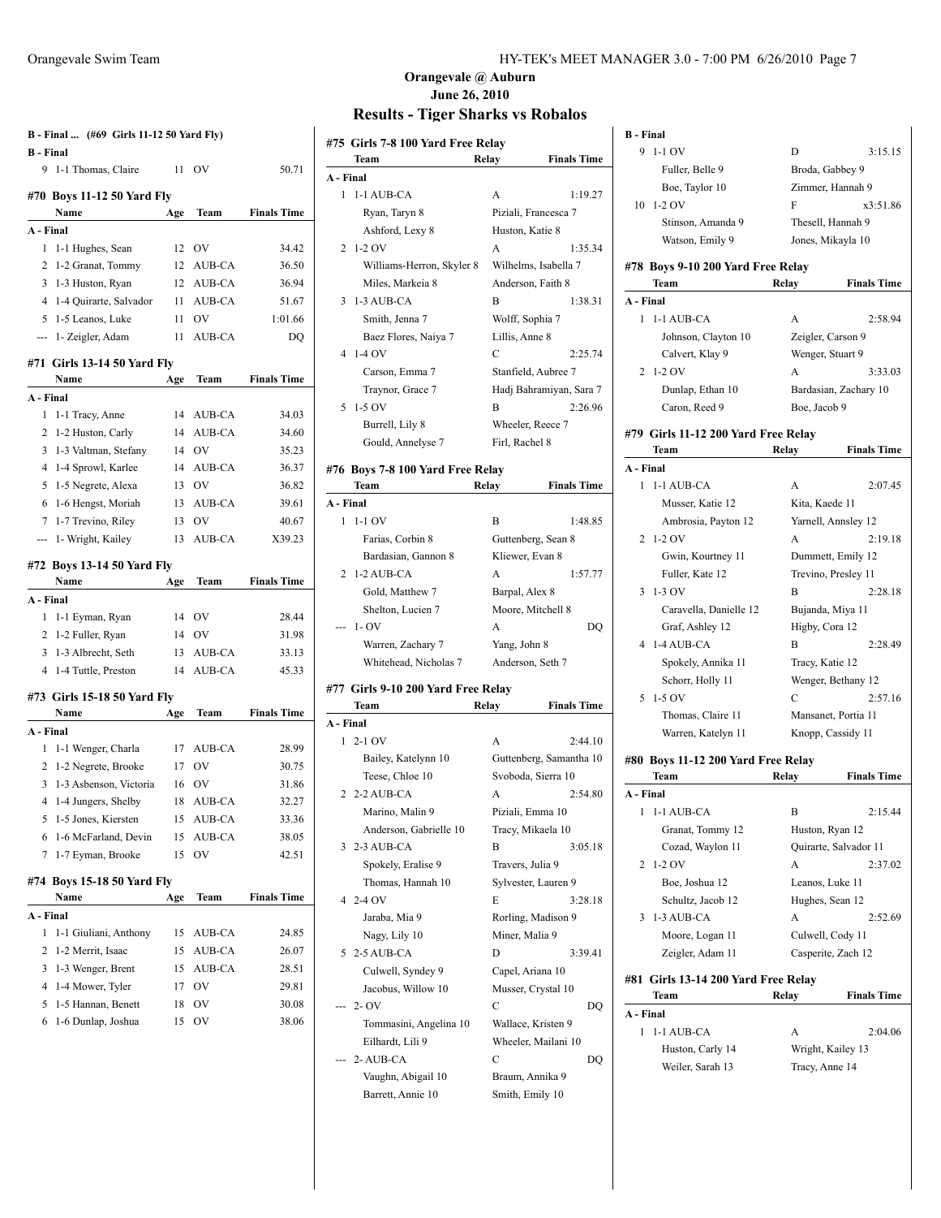## Orangevale @ Auburn
### June 26, 2010
## Results - Tiger Sharks vs Robalos

**B - Final ... (#69 Girls 11-12 50 Yard Fly)**

| | Name | Age | Team | Finals Time |
|---|---|---|---|---|
| **B - Final** | | | | |
| 9 | 1-1 Thomas, Claire | 11 | OV | 50.71 |

### #70 Boys 11-12 50 Yard Fly

| | Name | Age | Team | Finals Time |
|---|---|---|---|---|
| **A - Final** | | | | |
| 1 | 1-1 Hughes, Sean | 12 | OV | 34.42 |
| 2 | 1-2 Granat, Tommy | 12 | AUB-CA | 36.50 |
| 3 | 1-3 Huston, Ryan | 12 | AUB-CA | 36.94 |
| 4 | 1-4 Quirarte, Salvador | 11 | AUB-CA | 51.67 |
| 5 | 1-5 Leanos, Luke | 11 | OV | 1:01.66 |
| --- | 1- Zeigler, Adam | 11 | AUB-CA | DQ |

### #71 Girls 13-14 50 Yard Fly

| | Name | Age | Team | Finals Time |
|---|---|---|---|---|
| **A - Final** | | | | |
| 1 | 1-1 Tracy, Anne | 14 | AUB-CA | 34.03 |
| 2 | 1-2 Huston, Carly | 14 | AUB-CA | 34.60 |
| 3 | 1-3 Valtman, Stefany | 14 | OV | 35.23 |
| 4 | 1-4 Sprowl, Karlee | 14 | AUB-CA | 36.37 |
| 5 | 1-5 Negrete, Alexa | 13 | OV | 36.82 |
| 6 | 1-6 Hengst, Moriah | 13 | AUB-CA | 39.61 |
| 7 | 1-7 Trevino, Riley | 13 | OV | 40.67 |
| --- | 1- Wright, Kailey | 13 | AUB-CA | X39.23 |

### #72 Boys 13-14 50 Yard Fly

| | Name | Age | Team | Finals Time |
|---|---|---|---|---|
| **A - Final** | | | | |
| 1 | 1-1 Eyman, Ryan | 14 | OV | 28.44 |
| 2 | 1-2 Fuller, Ryan | 14 | OV | 31.98 |
| 3 | 1-3 Albrecht, Seth | 13 | AUB-CA | 33.13 |
| 4 | 1-4 Tuttle, Preston | 14 | AUB-CA | 45.33 |

### #73 Girls 15-18 50 Yard Fly

| | Name | Age | Team | Finals Time |
|---|---|---|---|---|
| **A - Final** | | | | |
| 1 | 1-1 Wenger, Charla | 17 | AUB-CA | 28.99 |
| 2 | 1-2 Negrete, Brooke | 17 | OV | 30.75 |
| 3 | 1-3 Asbenson, Victoria | 16 | OV | 31.86 |
| 4 | 1-4 Jungers, Shelby | 18 | AUB-CA | 32.27 |
| 5 | 1-5 Jones, Kiersten | 15 | AUB-CA | 33.36 |
| 6 | 1-6 McFarland, Devin | 15 | AUB-CA | 38.05 |
| 7 | 1-7 Eyman, Brooke | 15 | OV | 42.51 |

### #74 Boys 15-18 50 Yard Fly

| | Name | Age | Team | Finals Time |
|---|---|---|---|---|
| **A - Final** | | | | |
| 1 | 1-1 Giuliani, Anthony | 15 | AUB-CA | 24.85 |
| 2 | 1-2 Merrit, Isaac | 15 | AUB-CA | 26.07 |
| 3 | 1-3 Wenger, Brent | 15 | AUB-CA | 28.51 |
| 4 | 1-4 Mower, Tyler | 17 | OV | 29.81 |
| 5 | 1-5 Hannan, Benett | 18 | OV | 30.08 |
| 6 | 1-6 Dunlap, Joshua | 15 | OV | 38.06 |

### #75 Girls 7-8 100 Yard Free Relay

| | Team | Relay | Finals Time |
|---|---|---|---|
| **A - Final** | | | |
| 1 | 1-1 AUB-CA | A | 1:19.27 |
| | Ryan, Taryn 8 | Piziali, Francesca 7 | |
| | Ashford, Lexy 8 | Huston, Katie 8 | |
| 2 | 1-2 OV | A | 1:35.34 |
| | Williams-Herron, Skyler 8 | Wilhelms, Isabella 7 | |
| | Miles, Markeia 8 | Anderson, Faith 8 | |
| 3 | 1-3 AUB-CA | B | 1:38.31 |
| | Smith, Jenna 7 | Wolff, Sophia 7 | |
| | Baez Flores, Naiya 7 | Lillis, Anne 8 | |
| 4 | 1-4 OV | C | 2:25.74 |
| | Carson, Emma 7 | Stanfield, Aubree 7 | |
| | Traynor, Grace 7 | Hadj Bahramiyan, Sara 7 | |
| 5 | 1-5 OV | B | 2:26.96 |
| | Burrell, Lily 8 | Wheeler, Reece 7 | |
| | Gould, Annelyse 7 | Firl, Rachel 8 | |

### #76 Boys 7-8 100 Yard Free Relay

| | Team | Relay | Finals Time |
|---|---|---|---|
| **A - Final** | | | |
| 1 | 1-1 OV | B | 1:48.85 |
| | Farias, Corbin 8 | Guttenberg, Sean 8 | |
| | Bardasian, Gannon 8 | Kliewer, Evan 8 | |
| 2 | 1-2 AUB-CA | A | 1:57.77 |
| | Gold, Matthew 7 | Barpal, Alex 8 | |
| | Shelton, Lucien 7 | Moore, Mitchell 8 | |
| --- | 1- OV | A | DQ |
| | Warren, Zachary 7 | Yang, John 8 | |
| | Whitehead, Nicholas 7 | Anderson, Seth 7 | |

### #77 Girls 9-10 200 Yard Free Relay

| | Team | Relay | Finals Time |
|---|---|---|---|
| **A - Final** | | | |
| 1 | 2-1 OV | A | 2:44.10 |
| | Bailey, Katelynn 10 | Guttenberg, Samantha 10 | |
| | Teese, Chloe 10 | Svoboda, Sierra 10 | |
| 2 | 2-2 AUB-CA | A | 2:54.80 |
| | Marino, Malin 9 | Piziali, Emma 10 | |
| | Anderson, Gabrielle 10 | Tracy, Mikaela 10 | |
| 3 | 2-3 AUB-CA | B | 3:05.18 |
| | Spokely, Eralise 9 | Travers, Julia 9 | |
| | Thomas, Hannah 10 | Sylvester, Lauren 9 | |
| 4 | 2-4 OV | E | 3:28.18 |
| | Jaraba, Mia 9 | Rorling, Madison 9 | |
| | Nagy, Lily 10 | Miner, Malia 9 | |
| 5 | 2-5 AUB-CA | D | 3:39.41 |
| | Culwell, Syndey 9 | Capel, Ariana 10 | |
| | Jacobus, Willow 10 | Musser, Crystal 10 | |
| --- | 2- OV | C | DQ |
| | Tommasini, Angelina 10 | Wallace, Kristen 9 | |
| | Eilhardt, Lili 9 | Wheeler, Mailani 10 | |
| --- | 2- AUB-CA | C | DQ |
| | Vaughn, Abigail 10 | Braum, Annika 9 | |
| | Barrett, Annie 10 | Smith, Emily 10 | |
| **B - Final** | | | |
| 9 | 1-1 OV | D | 3:15.15 |
| | Fuller, Belle 9 | Broda, Gabbey 9 | |
| | Boe, Taylor 10 | Zimmer, Hannah 9 | |
| 10 | 1-2 OV | F | x3:51.86 |
| | Stinson, Amanda 9 | Thesell, Hannah 9 | |
| | Watson, Emily 9 | Jones, Mikayla 10 | |

### #78 Boys 9-10 200 Yard Free Relay

| | Team | Relay | Finals Time |
|---|---|---|---|
| **A - Final** | | | |
| 1 | 1-1 AUB-CA | A | 2:58.94 |
| | Johnson, Clayton 10 | Zeigler, Carson 9 | |
| | Calvert, Klay 9 | Wenger, Stuart 9 | |
| 2 | 1-2 OV | A | 3:33.03 |
| | Dunlap, Ethan 10 | Bardasian, Zachary 10 | |
| | Caron, Reed 9 | Boe, Jacob 9 | |

### #79 Girls 11-12 200 Yard Free Relay

| | Team | Relay | Finals Time |
|---|---|---|---|
| **A - Final** | | | |
| 1 | 1-1 AUB-CA | A | 2:07.45 |
| | Musser, Katie 12 | Kita, Kaede 11 | |
| | Ambrosia, Payton 12 | Yarnell, Annsley 12 | |
| 2 | 1-2 OV | A | 2:19.18 |
| | Gwin, Kourtney 11 | Dummett, Emily 12 | |
| | Fuller, Kate 12 | Trevino, Presley 11 | |
| 3 | 1-3 OV | B | 2:28.18 |
| | Caravella, Danielle 12 | Bujanda, Miya 11 | |
| | Graf, Ashley 12 | Higby, Cora 12 | |
| 4 | 1-4 AUB-CA | B | 2:28.49 |
| | Spokely, Annika 11 | Tracy, Katie 12 | |
| | Schorr, Holly 11 | Wenger, Bethany 12 | |
| 5 | 1-5 OV | C | 2:57.16 |
| | Thomas, Claire 11 | Mansanet, Portia 11 | |
| | Warren, Katelyn 11 | Knopp, Cassidy 11 | |

### #80 Boys 11-12 200 Yard Free Relay

| | Team | Relay | Finals Time |
|---|---|---|---|
| **A - Final** | | | |
| 1 | 1-1 AUB-CA | B | 2:15.44 |
| | Granat, Tommy 12 | Huston, Ryan 12 | |
| | Cozad, Waylon 11 | Quirarte, Salvador 11 | |
| 2 | 1-2 OV | A | 2:37.02 |
| | Boe, Joshua 12 | Leanos, Luke 11 | |
| | Schultz, Jacob 12 | Hughes, Sean 12 | |
| 3 | 1-3 AUB-CA | A | 2:52.69 |
| | Moore, Logan 11 | Culwell, Cody 11 | |
| | Zeigler, Adam 11 | Casperite, Zach 12 | |

### #81 Girls 13-14 200 Yard Free Relay

| | Team | Relay | Finals Time |
|---|---|---|---|
| **A - Final** | | | |
| 1 | 1-1 AUB-CA | A | 2:04.06 |
| | Huston, Carly 14 | Wright, Kailey 13 | |
| | Weiler, Sarah 13 | Tracy, Anne 14 | |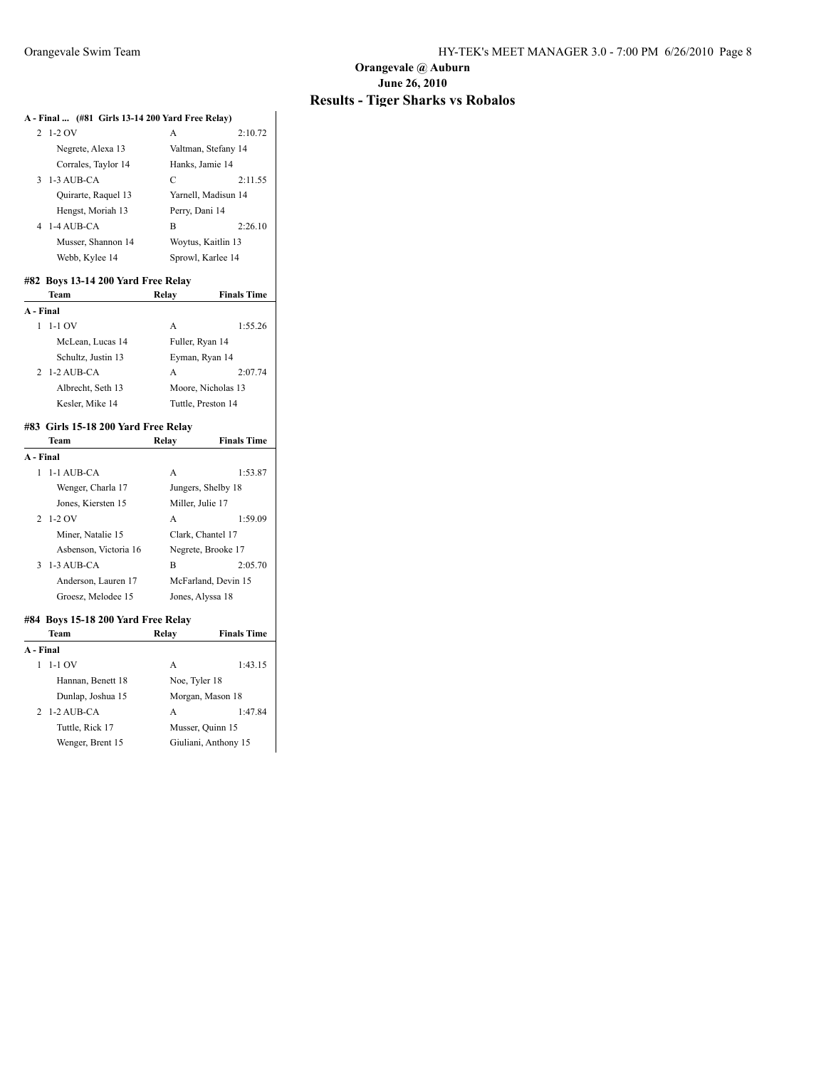**Orangevale @ Auburn**
**June 26, 2010**

## Results - Tiger Sharks vs Robalos

**A - Final ... (#81 Girls 13-14 200 Yard Free Relay)**

| | | | |
|---|---|---|---|
| 2 | 1-2 OV | A | 2:10.72 |
| | Negrete, Alexa 13 | Valtman, Stefany 14 | |
| | Corrales, Taylor 14 | Hanks, Jamie 14 | |
| 3 | 1-3 AUB-CA | C | 2:11.55 |
| | Quirarte, Raquel 13 | Yarnell, Madisun 14 | |
| | Hengst, Moriah 13 | Perry, Dani 14 | |
| 4 | 1-4 AUB-CA | B | 2:26.10 |
| | Musser, Shannon 14 | Woytus, Kaitlin 13 | |
| | Webb, Kylee 14 | Sprowl, Karlee 14 | |

### #82 Boys 13-14 200 Yard Free Relay

| | Team | Relay | Finals Time |
|---|---|---|---|
| **A - Final** | | | |
| 1 | 1-1 OV | A | 1:55.26 |
| | McLean, Lucas 14 | Fuller, Ryan 14 | |
| | Schultz, Justin 13 | Eyman, Ryan 14 | |
| 2 | 1-2 AUB-CA | A | 2:07.74 |
| | Albrecht, Seth 13 | Moore, Nicholas 13 | |
| | Kesler, Mike 14 | Tuttle, Preston 14 | |

### #83 Girls 15-18 200 Yard Free Relay

| | Team | Relay | Finals Time |
|---|---|---|---|
| **A - Final** | | | |
| 1 | 1-1 AUB-CA | A | 1:53.87 |
| | Wenger, Charla 17 | Jungers, Shelby 18 | |
| | Jones, Kiersten 15 | Miller, Julie 17 | |
| 2 | 1-2 OV | A | 1:59.09 |
| | Miner, Natalie 15 | Clark, Chantel 17 | |
| | Asbenson, Victoria 16 | Negrete, Brooke 17 | |
| 3 | 1-3 AUB-CA | B | 2:05.70 |
| | Anderson, Lauren 17 | McFarland, Devin 15 | |
| | Groesz, Melodee 15 | Jones, Alyssa 18 | |

### #84 Boys 15-18 200 Yard Free Relay

| | Team | Relay | Finals Time |
|---|---|---|---|
| **A - Final** | | | |
| 1 | 1-1 OV | A | 1:43.15 |
| | Hannan, Benett 18 | Noe, Tyler 18 | |
| | Dunlap, Joshua 15 | Morgan, Mason 18 | |
| 2 | 1-2 AUB-CA | A | 1:47.84 |
| | Tuttle, Rick 17 | Musser, Quinn 15 | |
| | Wenger, Brent 15 | Giuliani, Anthony 15 | |